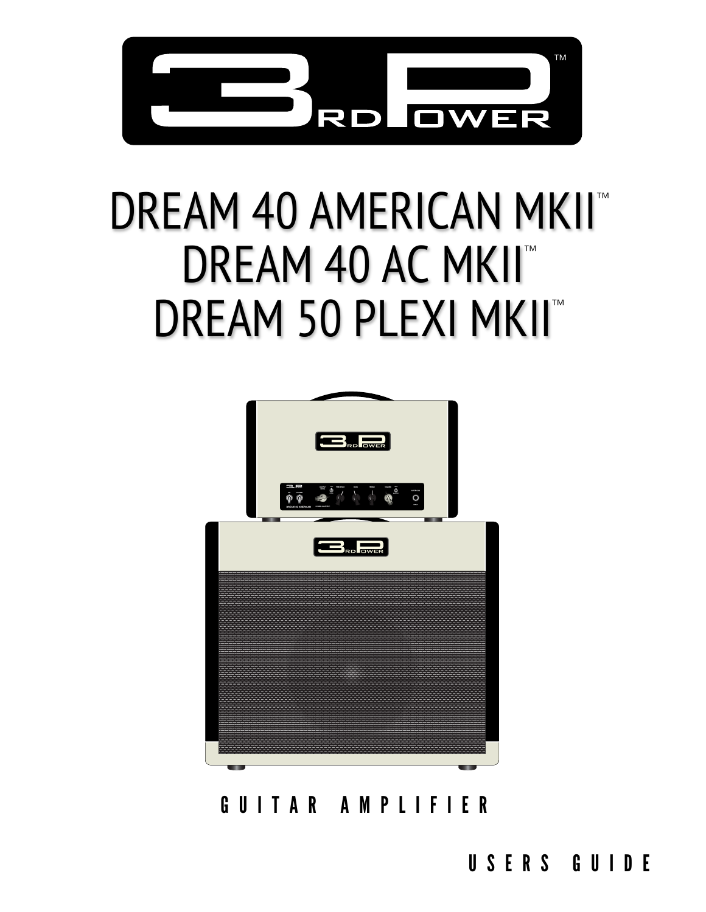# 3RD POWER™

# DREAM 40 AMERICAN MKII™
# DREAM 40 AC MKII™
# DREAM 50 PLEXI MKII™

GUITAR AMPLIFIER

USERS GUIDE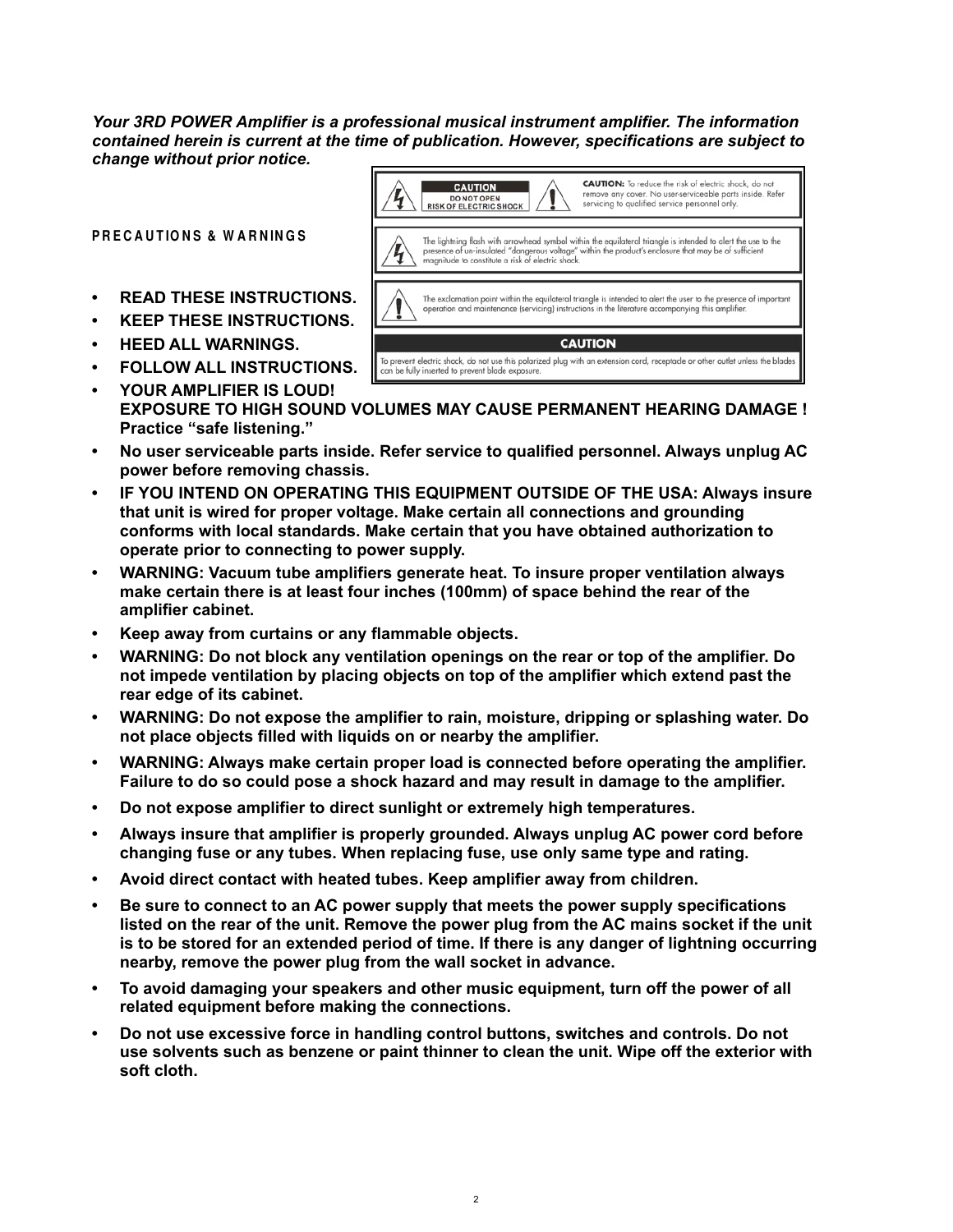***Your 3RD POWER Amplifier is a professional musical instrument amplifier. The information contained herein is current at the time of publication. However, specifications are subject to change without prior notice.***

**CAUTION**
**DO NOT OPEN**
**RISK OF ELECTRIC SHOCK**

**CAUTION:** To reduce the risk of electric shock, do not remove any cover. No user-serviceable parts inside. Refer servicing to qualified service personnel only.

The lightning flash with arrowhead symbol within the equilateral triangle is intended to alert the use to the presence of un-insulated "dangerous voltage" within the product's enclosure that may be of sufficient magnitude to constitute a risk of electric shock.

The exclamation point within the equilateral triangle is intended to alert the user to the presence of important operation and maintenance (servicing) instructions in the literature accompanying this amplifier.

**CAUTION**

To prevent electric shock, do not use this polarized plug with an extension cord, receptacle or other outlet unless the blades can be fully inserted to prevent blade exposure.

## PRECAUTIONS & WARNINGS

- **READ THESE INSTRUCTIONS.**
- **KEEP THESE INSTRUCTIONS.**
- **HEED ALL WARNINGS.**
- **FOLLOW ALL INSTRUCTIONS.**
- **YOUR AMPLIFIER IS LOUD! EXPOSURE TO HIGH SOUND VOLUMES MAY CAUSE PERMANENT HEARING DAMAGE ! Practice "safe listening."**
- **No user serviceable parts inside. Refer service to qualified personnel. Always unplug AC power before removing chassis.**
- **IF YOU INTEND ON OPERATING THIS EQUIPMENT OUTSIDE OF THE USA: Always insure that unit is wired for proper voltage. Make certain all connections and grounding conforms with local standards. Make certain that you have obtained authorization to operate prior to connecting to power supply.**
- **WARNING: Vacuum tube amplifiers generate heat. To insure proper ventilation always make certain there is at least four inches (100mm) of space behind the rear of the amplifier cabinet.**
- **Keep away from curtains or any flammable objects.**
- **WARNING: Do not block any ventilation openings on the rear or top of the amplifier. Do not impede ventilation by placing objects on top of the amplifier which extend past the rear edge of its cabinet.**
- **WARNING: Do not expose the amplifier to rain, moisture, dripping or splashing water. Do not place objects filled with liquids on or nearby the amplifier.**
- **WARNING: Always make certain proper load is connected before operating the amplifier. Failure to do so could pose a shock hazard and may result in damage to the amplifier.**
- **Do not expose amplifier to direct sunlight or extremely high temperatures.**
- **Always insure that amplifier is properly grounded. Always unplug AC power cord before changing fuse or any tubes. When replacing fuse, use only same type and rating.**
- **Avoid direct contact with heated tubes. Keep amplifier away from children.**
- **Be sure to connect to an AC power supply that meets the power supply specifications listed on the rear of the unit. Remove the power plug from the AC mains socket if the unit is to be stored for an extended period of time. If there is any danger of lightning occurring nearby, remove the power plug from the wall socket in advance.**
- **To avoid damaging your speakers and other music equipment, turn off the power of all related equipment before making the connections.**
- **Do not use excessive force in handling control buttons, switches and controls. Do not use solvents such as benzene or paint thinner to clean the unit. Wipe off the exterior with soft cloth.**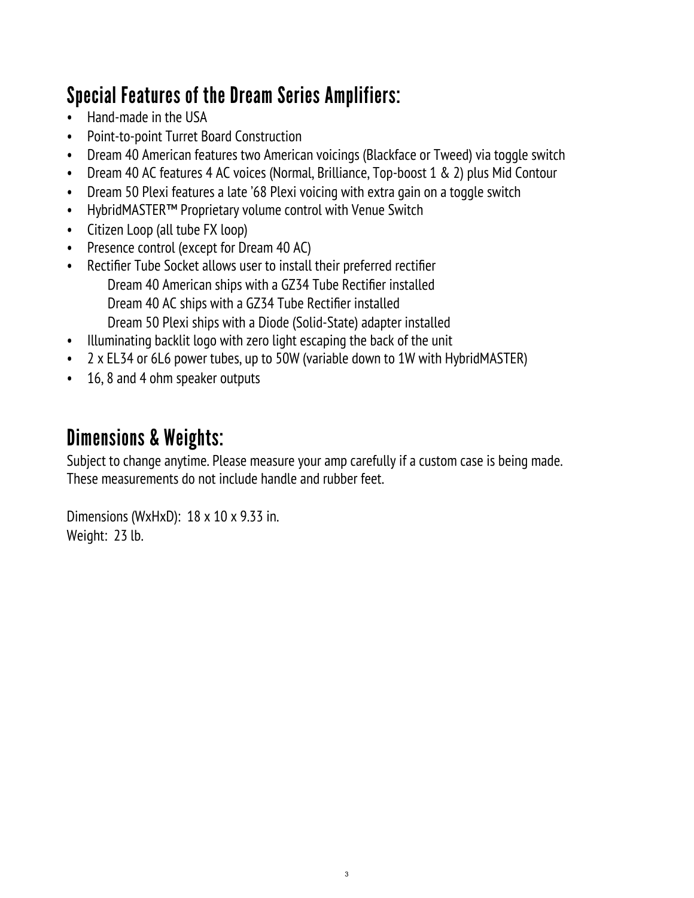## Special Features of the Dream Series Amplifiers:

- Hand-made in the USA
- Point-to-point Turret Board Construction
- Dream 40 American features two American voicings (Blackface or Tweed) via toggle switch
- Dream 40 AC features 4 AC voices (Normal, Brilliance, Top-boost 1 & 2) plus Mid Contour
- Dream 50 Plexi features a late '68 Plexi voicing with extra gain on a toggle switch
- HybridMASTER™ Proprietary volume control with Venue Switch
- Citizen Loop (all tube FX loop)
- Presence control (except for Dream 40 AC)
- Rectifier Tube Socket allows user to install their preferred rectifier
  - Dream 40 American ships with a GZ34 Tube Rectifier installed
  - Dream 40 AC ships with a GZ34 Tube Rectifier installed
  - Dream 50 Plexi ships with a Diode (Solid-State) adapter installed
- Illuminating backlit logo with zero light escaping the back of the unit
- 2 x EL34 or 6L6 power tubes, up to 50W (variable down to 1W with HybridMASTER)
- 16, 8 and 4 ohm speaker outputs

## Dimensions & Weights:

Subject to change anytime. Please measure your amp carefully if a custom case is being made. These measurements do not include handle and rubber feet.

Dimensions (WxHxD): 18 x 10 x 9.33 in.
Weight: 23 lb.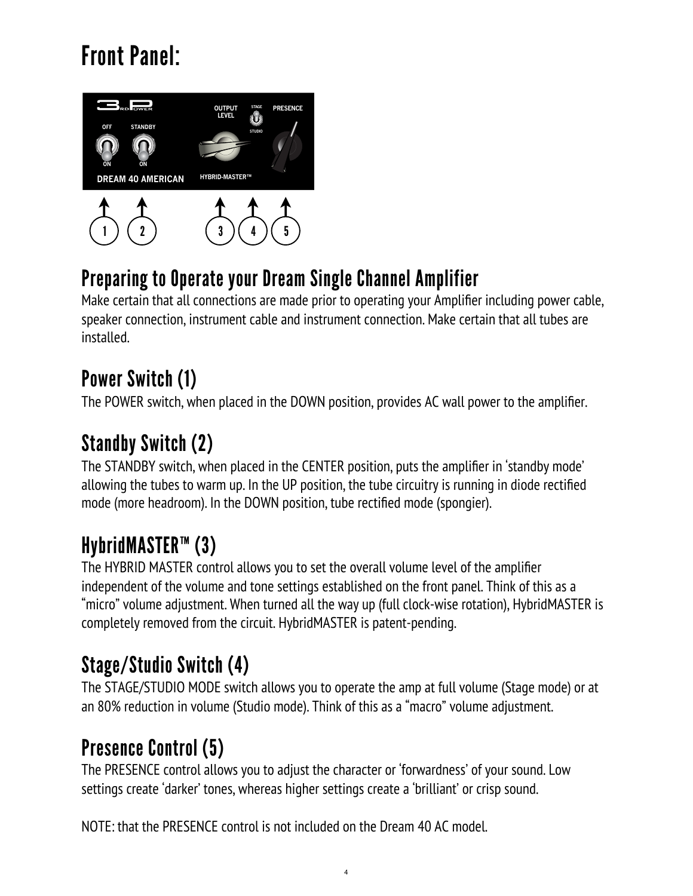# Front Panel:

## Preparing to Operate your Dream Single Channel Amplifier

Make certain that all connections are made prior to operating your Amplifier including power cable, speaker connection, instrument cable and instrument connection. Make certain that all tubes are installed.

## Power Switch (1)

The POWER switch, when placed in the DOWN position, provides AC wall power to the amplifier.

## Standby Switch (2)

The STANDBY switch, when placed in the CENTER position, puts the amplifier in 'standby mode' allowing the tubes to warm up. In the UP position, the tube circuitry is running in diode rectified mode (more headroom). In the DOWN position, tube rectified mode (spongier).

## HybridMASTER™ (3)

The HYBRID MASTER control allows you to set the overall volume level of the amplifier independent of the volume and tone settings established on the front panel. Think of this as a "micro" volume adjustment. When turned all the way up (full clock-wise rotation), HybridMASTER is completely removed from the circuit. HybridMASTER is patent-pending.

## Stage/Studio Switch (4)

The STAGE/STUDIO MODE switch allows you to operate the amp at full volume (Stage mode) or at an 80% reduction in volume (Studio mode). Think of this as a "macro" volume adjustment.

## Presence Control (5)

The PRESENCE control allows you to adjust the character or 'forwardness' of your sound. Low settings create 'darker' tones, whereas higher settings create a 'brilliant' or crisp sound.

NOTE: that the PRESENCE control is not included on the Dream 40 AC model.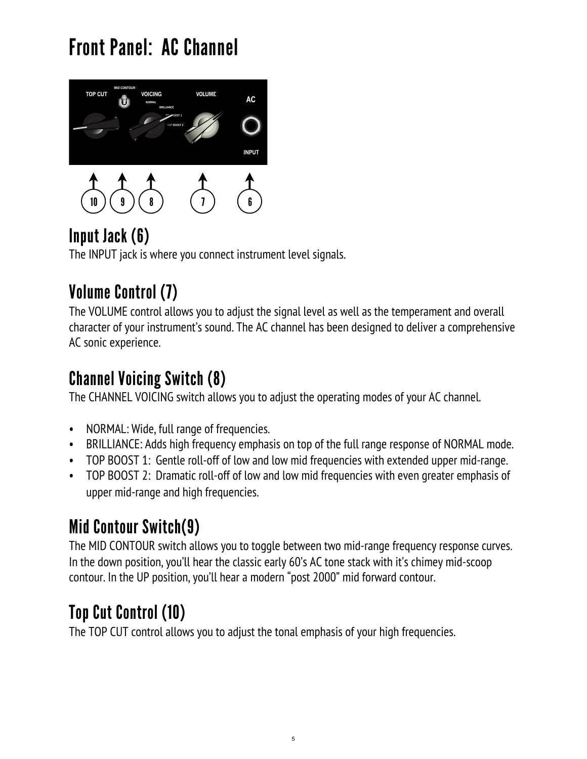# Front Panel: AC Channel

## Input Jack (6)

The INPUT jack is where you connect instrument level signals.

## Volume Control (7)

The VOLUME control allows you to adjust the signal level as well as the temperament and overall character of your instrument's sound. The AC channel has been designed to deliver a comprehensive AC sonic experience.

## Channel Voicing Switch (8)

The CHANNEL VOICING switch allows you to adjust the operating modes of your AC channel.

- NORMAL: Wide, full range of frequencies.
- BRILLIANCE: Adds high frequency emphasis on top of the full range response of NORMAL mode.
- TOP BOOST 1: Gentle roll-off of low and low mid frequencies with extended upper mid-range.
- TOP BOOST 2: Dramatic roll-off of low and low mid frequencies with even greater emphasis of upper mid-range and high frequencies.

## Mid Contour Switch(9)

The MID CONTOUR switch allows you to toggle between two mid-range frequency response curves. In the down position, you'll hear the classic early 60's AC tone stack with it's chimey mid-scoop contour. In the UP position, you'll hear a modern "post 2000" mid forward contour.

## Top Cut Control (10)

The TOP CUT control allows you to adjust the tonal emphasis of your high frequencies.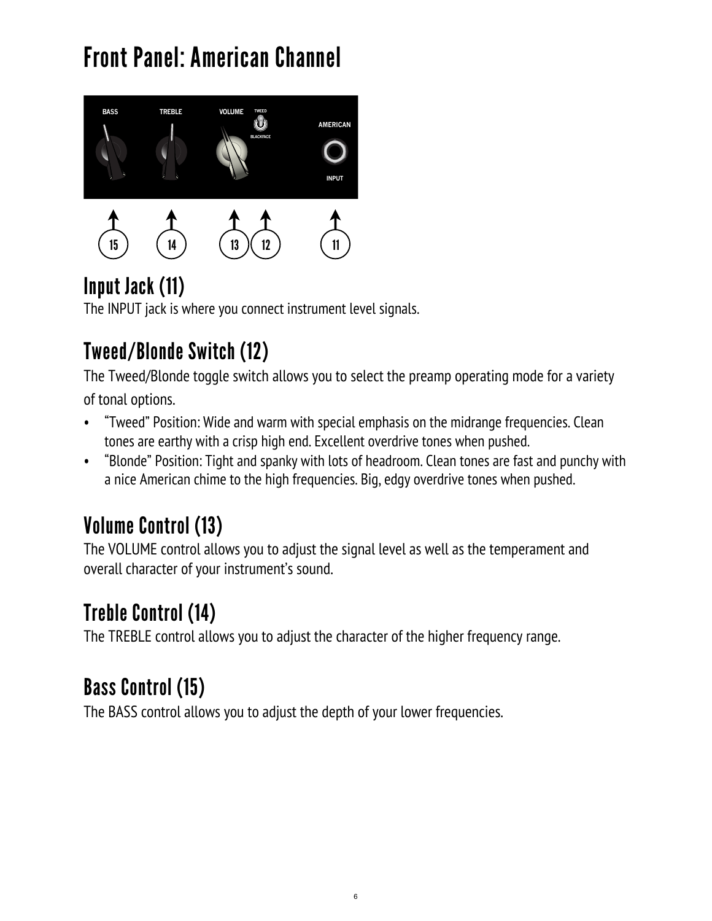# Front Panel: American Channel

## Input Jack (11)

The INPUT jack is where you connect instrument level signals.

## Tweed/Blonde Switch (12)

The Tweed/Blonde toggle switch allows you to select the preamp operating mode for a variety of tonal options.

- "Tweed" Position: Wide and warm with special emphasis on the midrange frequencies. Clean tones are earthy with a crisp high end. Excellent overdrive tones when pushed.
- "Blonde" Position: Tight and spanky with lots of headroom. Clean tones are fast and punchy with a nice American chime to the high frequencies. Big, edgy overdrive tones when pushed.

## Volume Control (13)

The VOLUME control allows you to adjust the signal level as well as the temperament and overall character of your instrument's sound.

## Treble Control (14)

The TREBLE control allows you to adjust the character of the higher frequency range.

## Bass Control (15)

The BASS control allows you to adjust the depth of your lower frequencies.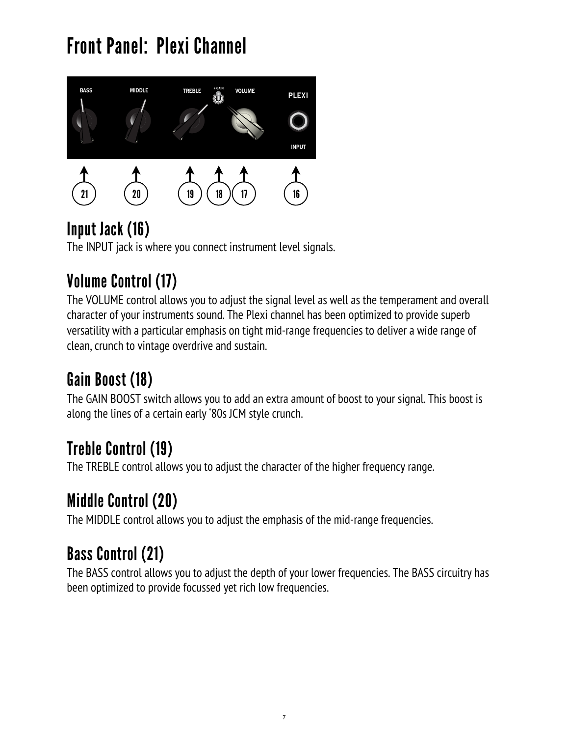# Front Panel: Plexi Channel

## Input Jack (16)

The INPUT jack is where you connect instrument level signals.

## Volume Control (17)

The VOLUME control allows you to adjust the signal level as well as the temperament and overall character of your instruments sound. The Plexi channel has been optimized to provide superb versatility with a particular emphasis on tight mid-range frequencies to deliver a wide range of clean, crunch to vintage overdrive and sustain.

## Gain Boost (18)

The GAIN BOOST switch allows you to add an extra amount of boost to your signal. This boost is along the lines of a certain early '80s JCM style crunch.

## Treble Control (19)

The TREBLE control allows you to adjust the character of the higher frequency range.

## Middle Control (20)

The MIDDLE control allows you to adjust the emphasis of the mid-range frequencies.

## Bass Control (21)

The BASS control allows you to adjust the depth of your lower frequencies. The BASS circuitry has been optimized to provide focussed yet rich low frequencies.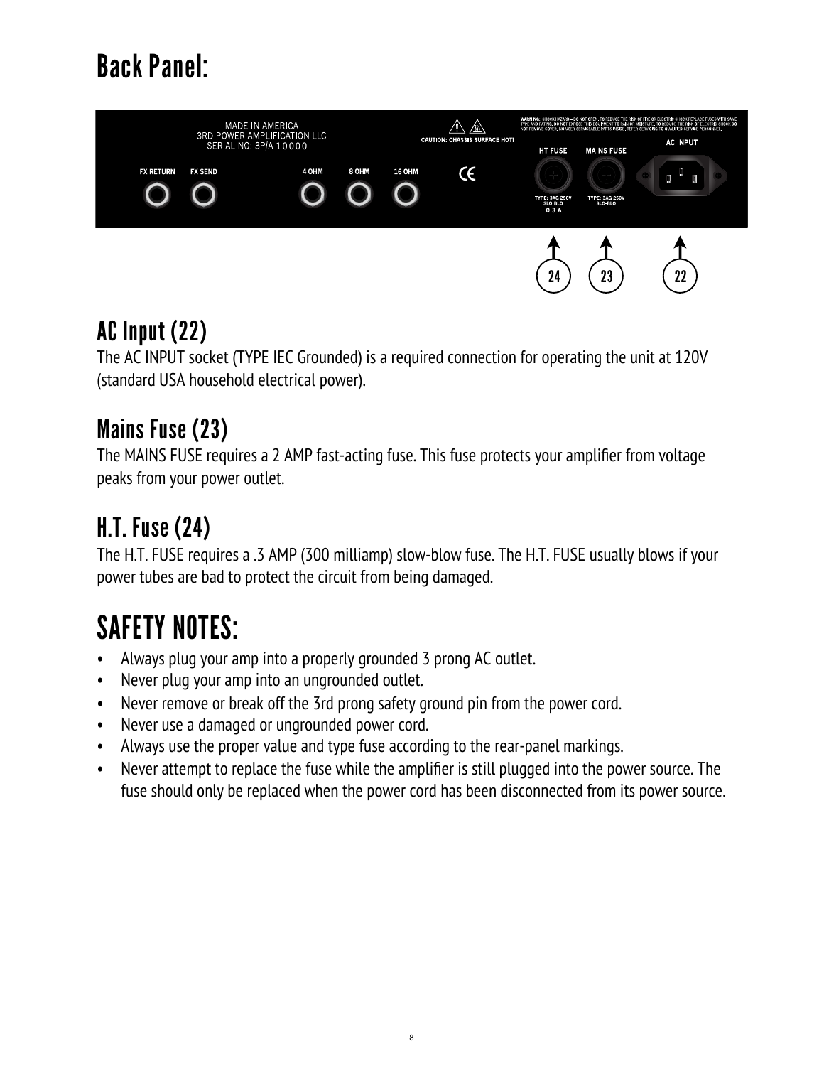# Back Panel:

## AC Input (22)

The AC INPUT socket (TYPE IEC Grounded) is a required connection for operating the unit at 120V (standard USA household electrical power).

## Mains Fuse (23)

The MAINS FUSE requires a 2 AMP fast-acting fuse. This fuse protects your amplifier from voltage peaks from your power outlet.

## H.T. Fuse (24)

The H.T. FUSE requires a .3 AMP (300 milliamp) slow-blow fuse. The H.T. FUSE usually blows if your power tubes are bad to protect the circuit from being damaged.

# SAFETY NOTES:

- Always plug your amp into a properly grounded 3 prong AC outlet.
- Never plug your amp into an ungrounded outlet.
- Never remove or break off the 3rd prong safety ground pin from the power cord.
- Never use a damaged or ungrounded power cord.
- Always use the proper value and type fuse according to the rear-panel markings.
- Never attempt to replace the fuse while the amplifier is still plugged into the power source. The fuse should only be replaced when the power cord has been disconnected from its power source.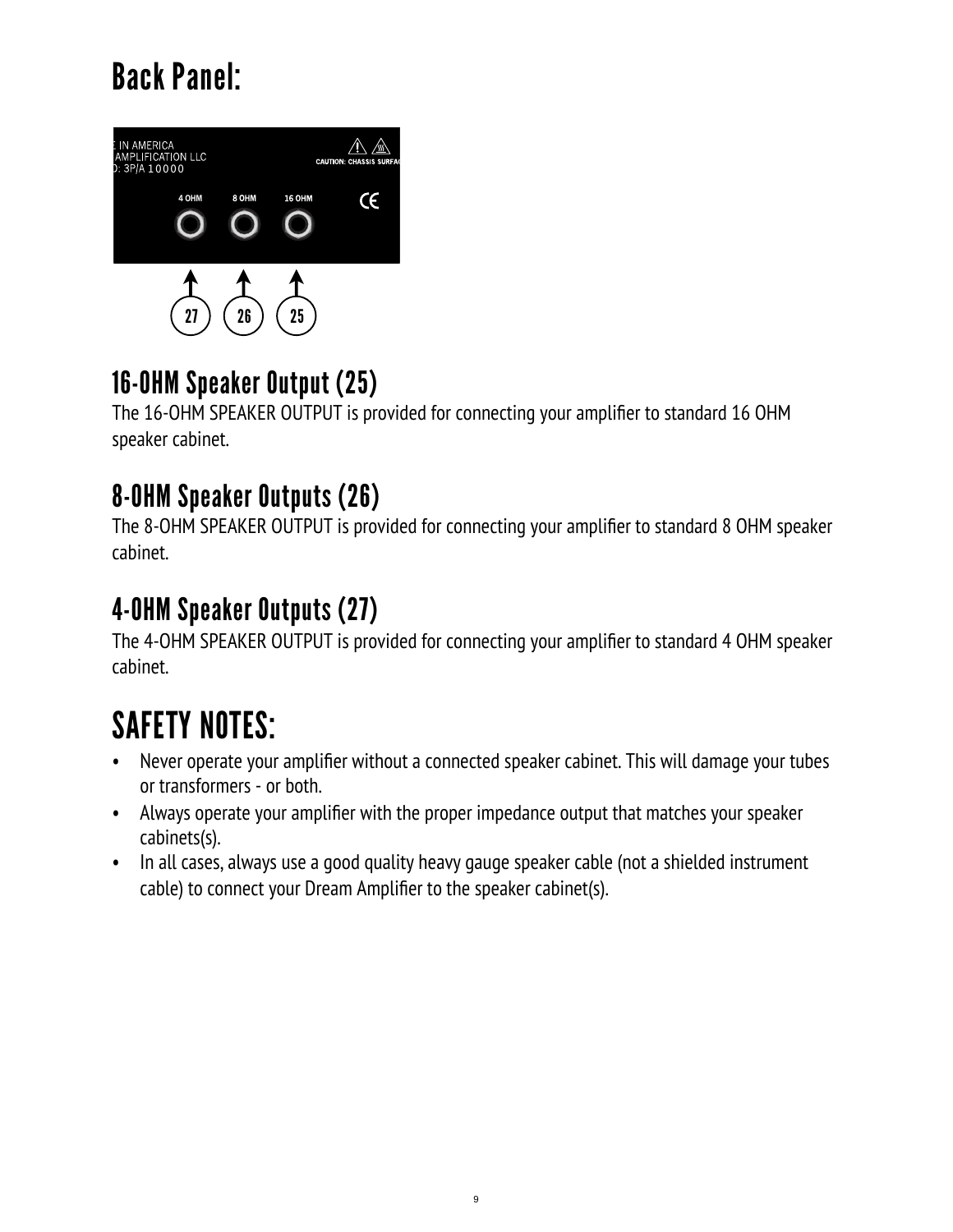# Back Panel:

## 16-OHM Speaker Output (25)

The 16-OHM SPEAKER OUTPUT is provided for connecting your amplifier to standard 16 OHM speaker cabinet.

## 8-OHM Speaker Outputs (26)

The 8-OHM SPEAKER OUTPUT is provided for connecting your amplifier to standard 8 OHM speaker cabinet.

## 4-OHM Speaker Outputs (27)

The 4-OHM SPEAKER OUTPUT is provided for connecting your amplifier to standard 4 OHM speaker cabinet.

# SAFETY NOTES:

- Never operate your amplifier without a connected speaker cabinet. This will damage your tubes or transformers - or both.
- Always operate your amplifier with the proper impedance output that matches your speaker cabinets(s).
- In all cases, always use a good quality heavy gauge speaker cable (not a shielded instrument cable) to connect your Dream Amplifier to the speaker cabinet(s).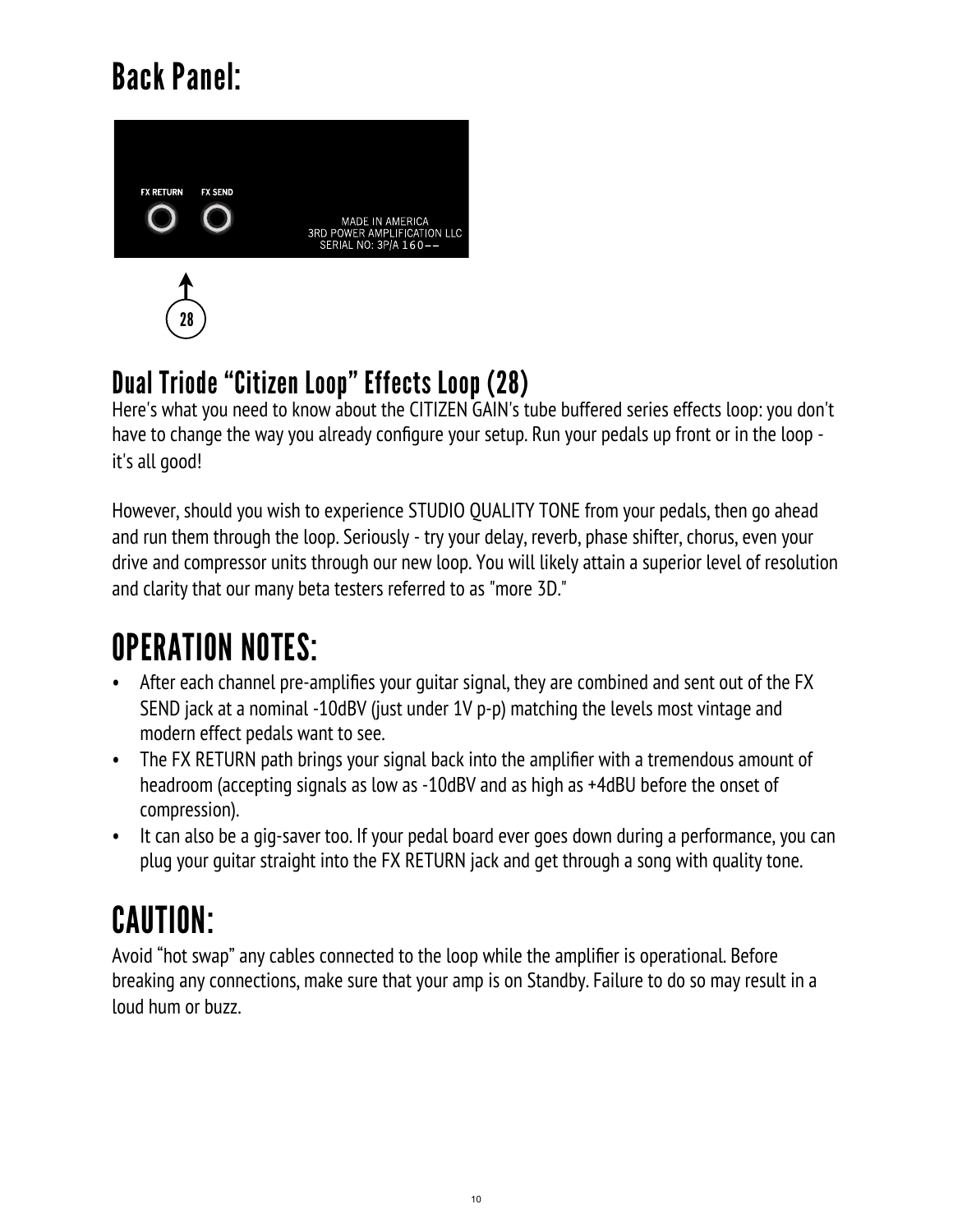# Back Panel:

FX RETURN FX SEND

MADE IN AMERICA
3RD POWER AMPLIFICATION LLC
SERIAL NO: 3P/A 160--

28

## Dual Triode "Citizen Loop" Effects Loop (28)

Here's what you need to know about the CITIZEN GAIN's tube buffered series effects loop: you don't have to change the way you already configure your setup. Run your pedals up front or in the loop - it's all good!

However, should you wish to experience STUDIO QUALITY TONE from your pedals, then go ahead and run them through the loop. Seriously - try your delay, reverb, phase shifter, chorus, even your drive and compressor units through our new loop. You will likely attain a superior level of resolution and clarity that our many beta testers referred to as "more 3D."

# OPERATION NOTES:

- After each channel pre-amplifies your guitar signal, they are combined and sent out of the FX SEND jack at a nominal -10dBV (just under 1V p-p) matching the levels most vintage and modern effect pedals want to see.
- The FX RETURN path brings your signal back into the amplifier with a tremendous amount of headroom (accepting signals as low as -10dBV and as high as +4dBU before the onset of compression).
- It can also be a gig-saver too. If your pedal board ever goes down during a performance, you can plug your guitar straight into the FX RETURN jack and get through a song with quality tone.

# CAUTION:

Avoid "hot swap" any cables connected to the loop while the amplifier is operational. Before breaking any connections, make sure that your amp is on Standby. Failure to do so may result in a loud hum or buzz.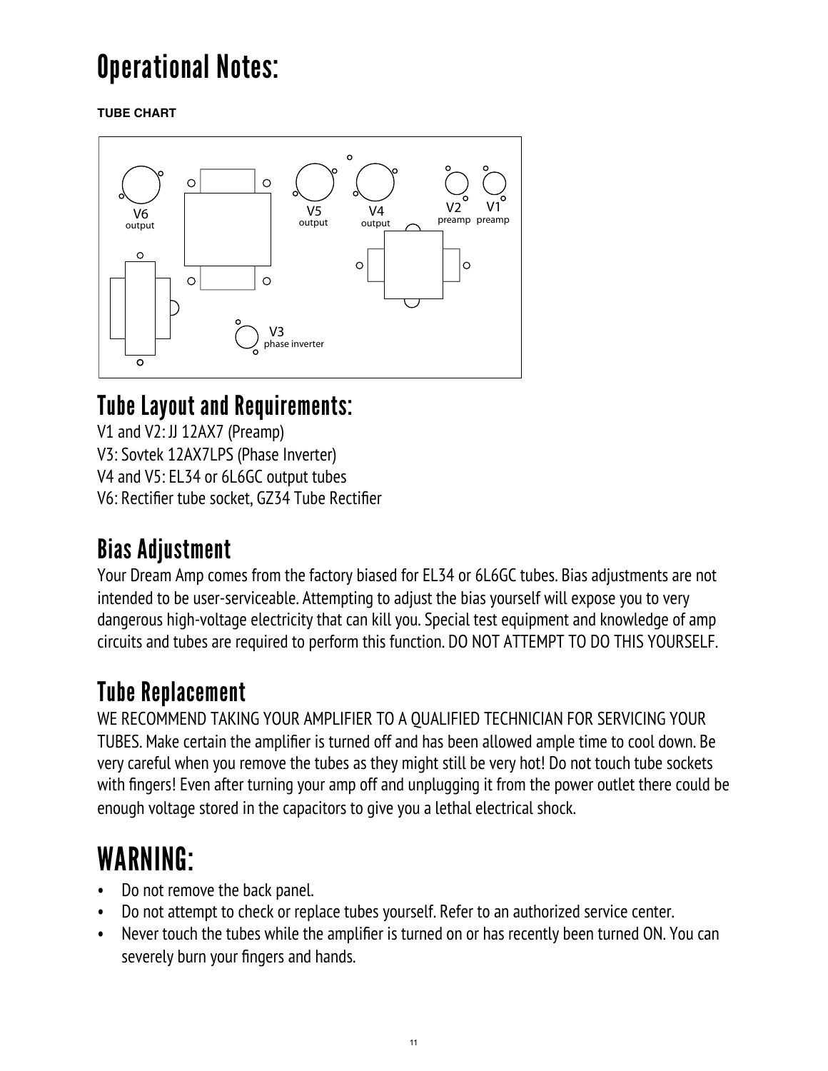# Operational Notes:

**TUBE CHART**

V6 output

V5 output

V4 output

V2 preamp

V1 preamp

V3 phase inverter

## Tube Layout and Requirements:

V1 and V2: JJ 12AX7 (Preamp)
V3: Sovtek 12AX7LPS (Phase Inverter)
V4 and V5: EL34 or 6L6GC output tubes
V6: Rectifier tube socket, GZ34 Tube Rectifier

## Bias Adjustment

Your Dream Amp comes from the factory biased for EL34 or 6L6GC tubes. Bias adjustments are not intended to be user-serviceable. Attempting to adjust the bias yourself will expose you to very dangerous high-voltage electricity that can kill you. Special test equipment and knowledge of amp circuits and tubes are required to perform this function. DO NOT ATTEMPT TO DO THIS YOURSELF.

## Tube Replacement

WE RECOMMEND TAKING YOUR AMPLIFIER TO A QUALIFIED TECHNICIAN FOR SERVICING YOUR TUBES. Make certain the amplifier is turned off and has been allowed ample time to cool down. Be very careful when you remove the tubes as they might still be very hot! Do not touch tube sockets with fingers! Even after turning your amp off and unplugging it from the power outlet there could be enough voltage stored in the capacitors to give you a lethal electrical shock.

# WARNING:

- Do not remove the back panel.
- Do not attempt to check or replace tubes yourself. Refer to an authorized service center.
- Never touch the tubes while the amplifier is turned on or has recently been turned ON. You can severely burn your fingers and hands.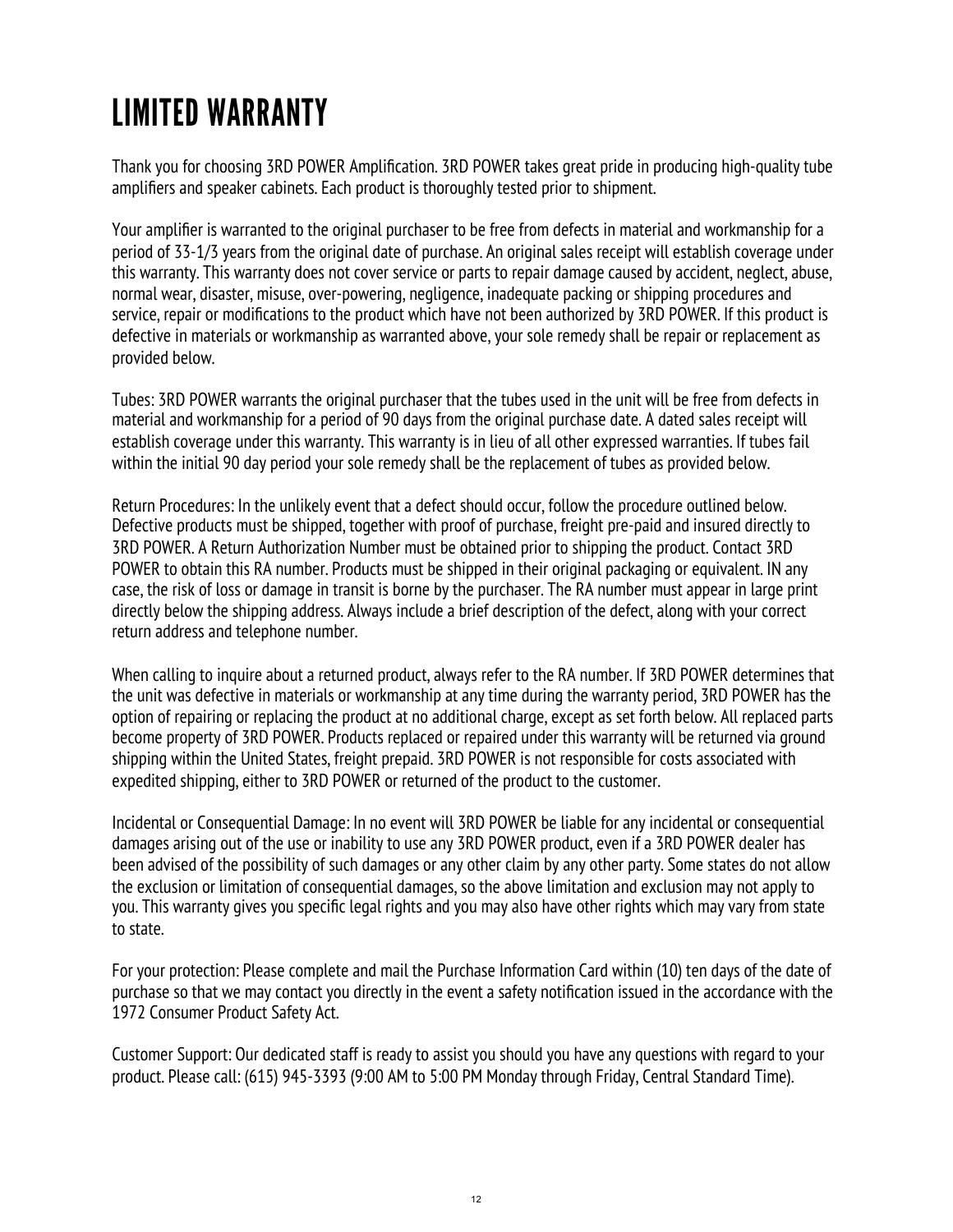# LIMITED WARRANTY

Thank you for choosing 3RD POWER Amplification. 3RD POWER takes great pride in producing high-quality tube amplifiers and speaker cabinets. Each product is thoroughly tested prior to shipment.

Your amplifier is warranted to the original purchaser to be free from defects in material and workmanship for a period of 33-1/3 years from the original date of purchase. An original sales receipt will establish coverage under this warranty. This warranty does not cover service or parts to repair damage caused by accident, neglect, abuse, normal wear, disaster, misuse, over-powering, negligence, inadequate packing or shipping procedures and service, repair or modifications to the product which have not been authorized by 3RD POWER. If this product is defective in materials or workmanship as warranted above, your sole remedy shall be repair or replacement as provided below.

Tubes: 3RD POWER warrants the original purchaser that the tubes used in the unit will be free from defects in material and workmanship for a period of 90 days from the original purchase date. A dated sales receipt will establish coverage under this warranty. This warranty is in lieu of all other expressed warranties. If tubes fail within the initial 90 day period your sole remedy shall be the replacement of tubes as provided below.

Return Procedures: In the unlikely event that a defect should occur, follow the procedure outlined below. Defective products must be shipped, together with proof of purchase, freight pre-paid and insured directly to 3RD POWER. A Return Authorization Number must be obtained prior to shipping the product. Contact 3RD POWER to obtain this RA number. Products must be shipped in their original packaging or equivalent. IN any case, the risk of loss or damage in transit is borne by the purchaser. The RA number must appear in large print directly below the shipping address. Always include a brief description of the defect, along with your correct return address and telephone number.

When calling to inquire about a returned product, always refer to the RA number. If 3RD POWER determines that the unit was defective in materials or workmanship at any time during the warranty period, 3RD POWER has the option of repairing or replacing the product at no additional charge, except as set forth below. All replaced parts become property of 3RD POWER. Products replaced or repaired under this warranty will be returned via ground shipping within the United States, freight prepaid. 3RD POWER is not responsible for costs associated with expedited shipping, either to 3RD POWER or returned of the product to the customer.

Incidental or Consequential Damage: In no event will 3RD POWER be liable for any incidental or consequential damages arising out of the use or inability to use any 3RD POWER product, even if a 3RD POWER dealer has been advised of the possibility of such damages or any other claim by any other party. Some states do not allow the exclusion or limitation of consequential damages, so the above limitation and exclusion may not apply to you. This warranty gives you specific legal rights and you may also have other rights which may vary from state to state.

For your protection: Please complete and mail the Purchase Information Card within (10) ten days of the date of purchase so that we may contact you directly in the event a safety notification issued in the accordance with the 1972 Consumer Product Safety Act.

Customer Support: Our dedicated staff is ready to assist you should you have any questions with regard to your product. Please call: (615) 945-3393 (9:00 AM to 5:00 PM Monday through Friday, Central Standard Time).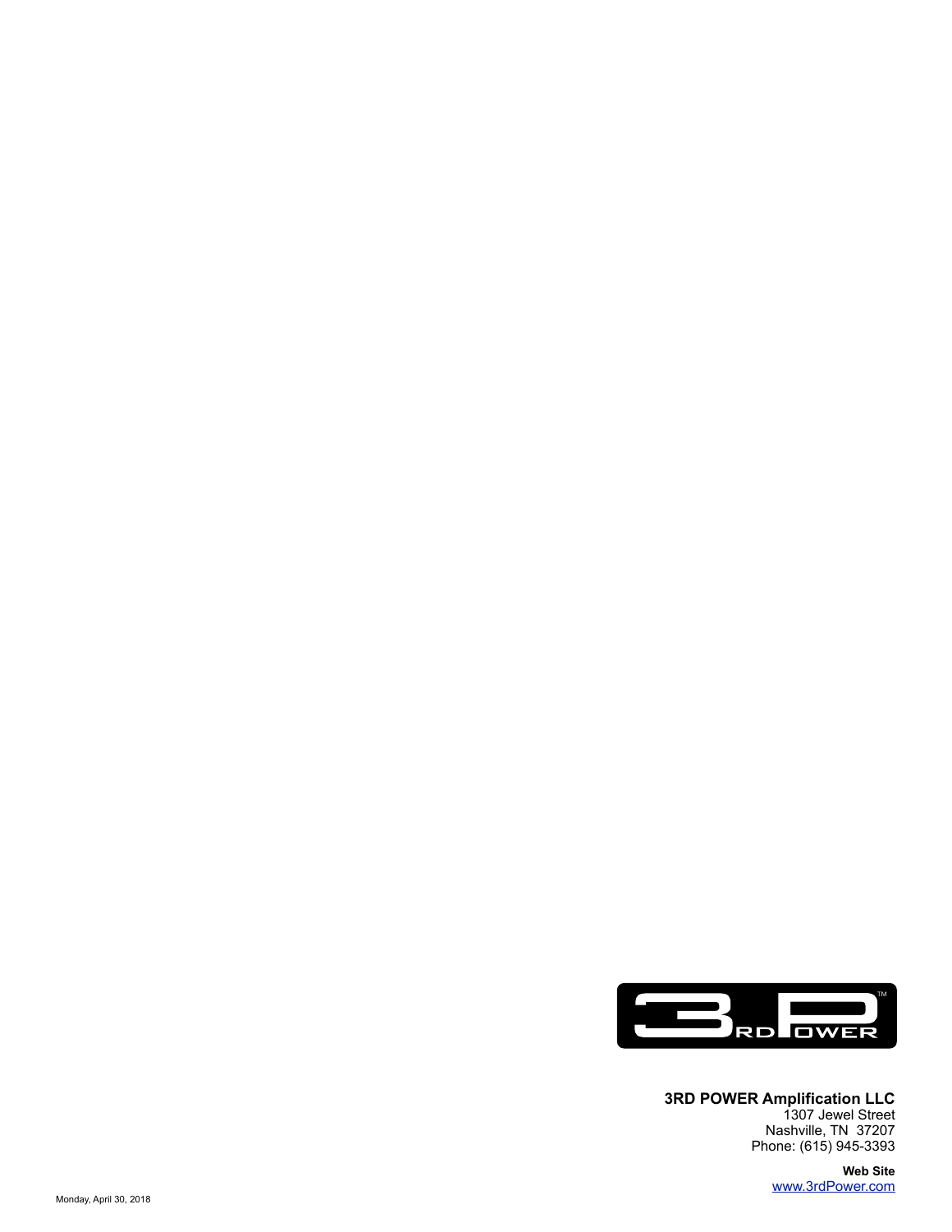**3RD POWER Amplification LLC**
1307 Jewel Street
Nashville, TN 37207
Phone: (615) 945-3393

**Web Site**
www.3rdPower.com

Monday, April 30, 2018